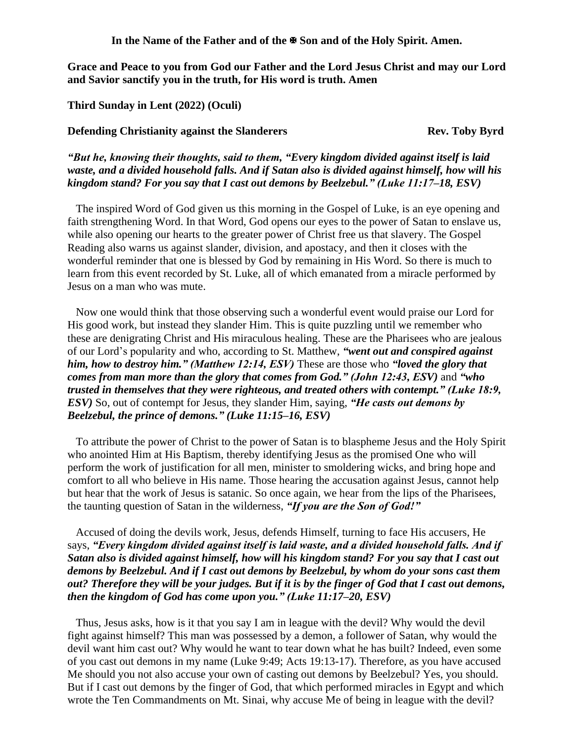**In the Name of the Father and of the ✠ Son and of the Holy Spirit. Amen.**

**Grace and Peace to you from God our Father and the Lord Jesus Christ and may our Lord and Savior sanctify you in the truth, for His word is truth. Amen**

**Third Sunday in Lent (2022) (Oculi)**

**Defending Christianity against the Slanderers** **Rev. Toby Byrd**

***"But he, knowing their thoughts, said to them, "Every kingdom divided against itself is laid waste, and a divided household falls. And if Satan also is divided against himself, how will his kingdom stand? For you say that I cast out demons by Beelzebul." (Luke 11:17–18, ESV)***

The inspired Word of God given us this morning in the Gospel of Luke, is an eye opening and faith strengthening Word. In that Word, God opens our eyes to the power of Satan to enslave us, while also opening our hearts to the greater power of Christ free us that slavery. The Gospel Reading also warns us against slander, division, and apostacy, and then it closes with the wonderful reminder that one is blessed by God by remaining in His Word. So there is much to learn from this event recorded by St. Luke, all of which emanated from a miracle performed by Jesus on a man who was mute.

Now one would think that those observing such a wonderful event would praise our Lord for His good work, but instead they slander Him. This is quite puzzling until we remember who these are denigrating Christ and His miraculous healing. These are the Pharisees who are jealous of our Lord's popularity and who, according to St. Matthew, ***"went out and conspired against him, how to destroy him." (Matthew 12:14, ESV)*** These are those who ***"loved the glory that comes from man more than the glory that comes from God." (John 12:43, ESV)*** and ***"who trusted in themselves that they were righteous, and treated others with contempt." (Luke 18:9, ESV)*** So, out of contempt for Jesus, they slander Him, saying, ***"He casts out demons by Beelzebul, the prince of demons." (Luke 11:15–16, ESV)***

To attribute the power of Christ to the power of Satan is to blaspheme Jesus and the Holy Spirit who anointed Him at His Baptism, thereby identifying Jesus as the promised One who will perform the work of justification for all men, minister to smoldering wicks, and bring hope and comfort to all who believe in His name. Those hearing the accusation against Jesus, cannot help but hear that the work of Jesus is satanic. So once again, we hear from the lips of the Pharisees, the taunting question of Satan in the wilderness, ***"If you are the Son of God!"***

Accused of doing the devils work, Jesus, defends Himself, turning to face His accusers, He says, ***"Every kingdom divided against itself is laid waste, and a divided household falls. And if Satan also is divided against himself, how will his kingdom stand? For you say that I cast out demons by Beelzebul. And if I cast out demons by Beelzebul, by whom do your sons cast them out? Therefore they will be your judges. But if it is by the finger of God that I cast out demons, then the kingdom of God has come upon you." (Luke 11:17–20, ESV)***

Thus, Jesus asks, how is it that you say I am in league with the devil? Why would the devil fight against himself? This man was possessed by a demon, a follower of Satan, why would the devil want him cast out? Why would he want to tear down what he has built? Indeed, even some of you cast out demons in my name (Luke 9:49; Acts 19:13-17). Therefore, as you have accused Me should you not also accuse your own of casting out demons by Beelzebul? Yes, you should. But if I cast out demons by the finger of God, that which performed miracles in Egypt and which wrote the Ten Commandments on Mt. Sinai, why accuse Me of being in league with the devil?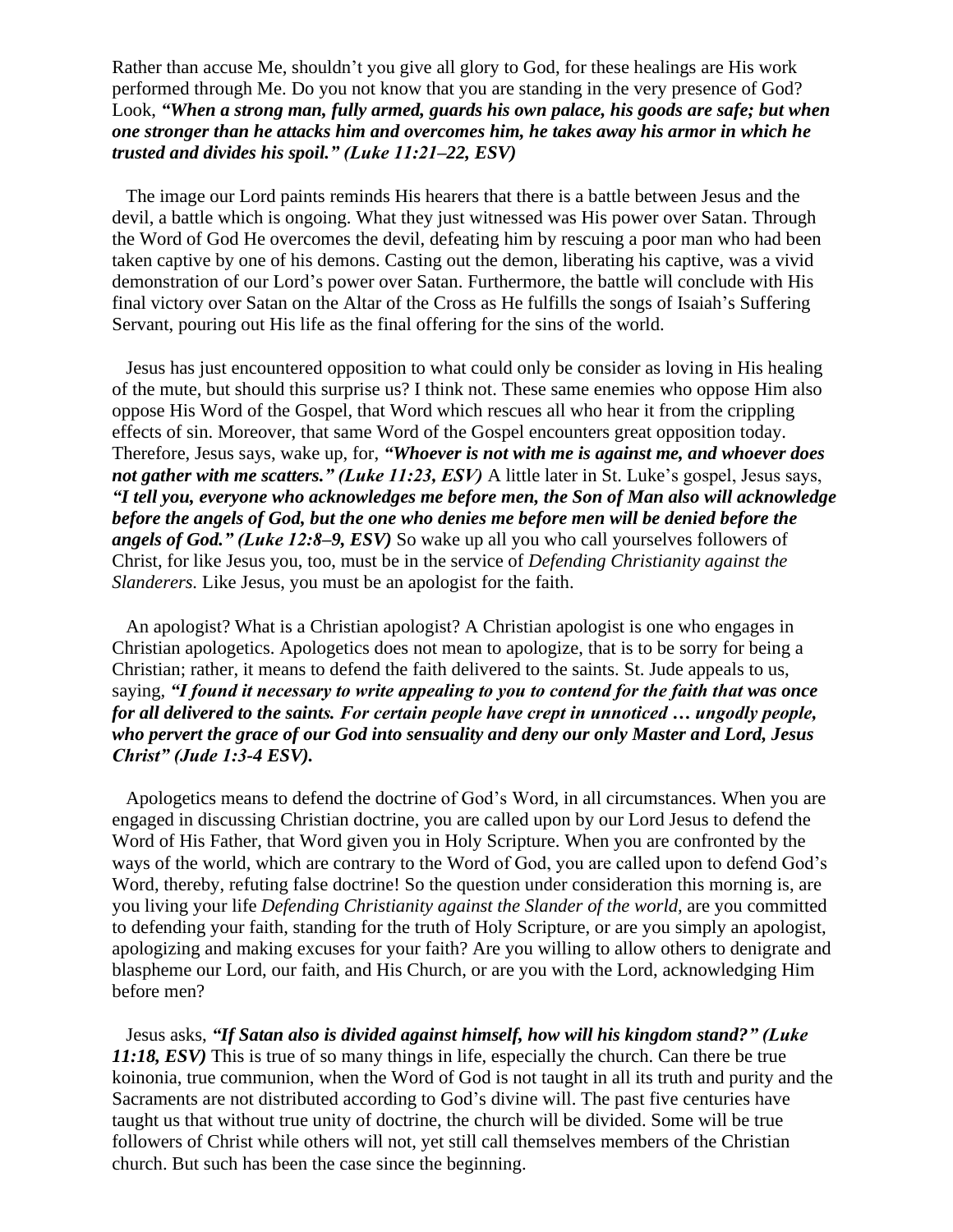Rather than accuse Me, shouldn't you give all glory to God, for these healings are His work performed through Me. Do you not know that you are standing in the very presence of God? Look, ***"When a strong man, fully armed, guards his own palace, his goods are safe; but when one stronger than he attacks him and overcomes him, he takes away his armor in which he trusted and divides his spoil." (Luke 11:21–22, ESV)***

The image our Lord paints reminds His hearers that there is a battle between Jesus and the devil, a battle which is ongoing. What they just witnessed was His power over Satan. Through the Word of God He overcomes the devil, defeating him by rescuing a poor man who had been taken captive by one of his demons. Casting out the demon, liberating his captive, was a vivid demonstration of our Lord's power over Satan. Furthermore, the battle will conclude with His final victory over Satan on the Altar of the Cross as He fulfills the songs of Isaiah's Suffering Servant, pouring out His life as the final offering for the sins of the world.

Jesus has just encountered opposition to what could only be consider as loving in His healing of the mute, but should this surprise us? I think not. These same enemies who oppose Him also oppose His Word of the Gospel, that Word which rescues all who hear it from the crippling effects of sin. Moreover, that same Word of the Gospel encounters great opposition today. Therefore, Jesus says, wake up, for, ***"Whoever is not with me is against me, and whoever does not gather with me scatters." (Luke 11:23, ESV)*** A little later in St. Luke's gospel, Jesus says, ***"I tell you, everyone who acknowledges me before men, the Son of Man also will acknowledge before the angels of God, but the one who denies me before men will be denied before the angels of God." (Luke 12:8–9, ESV)*** So wake up all you who call yourselves followers of Christ, for like Jesus you, too, must be in the service of *Defending Christianity against the Slanderers.* Like Jesus, you must be an apologist for the faith.

An apologist? What is a Christian apologist? A Christian apologist is one who engages in Christian apologetics. Apologetics does not mean to apologize, that is to be sorry for being a Christian; rather, it means to defend the faith delivered to the saints. St. Jude appeals to us, saying, ***"I found it necessary to write appealing to you to contend for the faith that was once for all delivered to the saints. For certain people have crept in unnoticed … ungodly people, who pervert the grace of our God into sensuality and deny our only Master and Lord, Jesus Christ" (Jude 1:3-4 ESV).***

Apologetics means to defend the doctrine of God's Word, in all circumstances. When you are engaged in discussing Christian doctrine, you are called upon by our Lord Jesus to defend the Word of His Father, that Word given you in Holy Scripture. When you are confronted by the ways of the world, which are contrary to the Word of God, you are called upon to defend God's Word, thereby, refuting false doctrine! So the question under consideration this morning is, are you living your life *Defending Christianity against the Slander of the world,* are you committed to defending your faith, standing for the truth of Holy Scripture, or are you simply an apologist, apologizing and making excuses for your faith? Are you willing to allow others to denigrate and blaspheme our Lord, our faith, and His Church, or are you with the Lord, acknowledging Him before men?

Jesus asks, ***"If Satan also is divided against himself, how will his kingdom stand?" (Luke 11:18, ESV)*** This is true of so many things in life, especially the church. Can there be true koinonia, true communion, when the Word of God is not taught in all its truth and purity and the Sacraments are not distributed according to God's divine will. The past five centuries have taught us that without true unity of doctrine, the church will be divided. Some will be true followers of Christ while others will not, yet still call themselves members of the Christian church. But such has been the case since the beginning.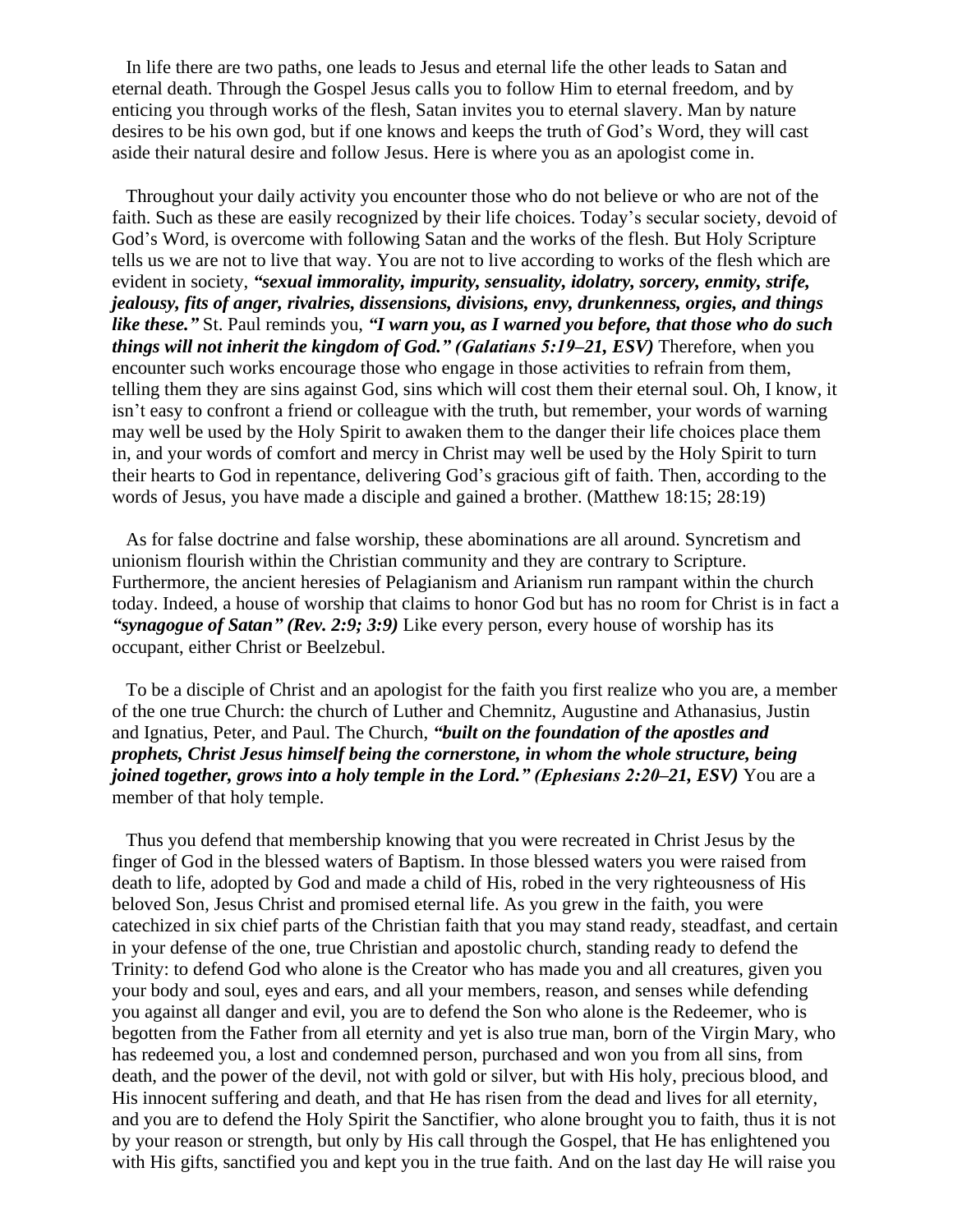In life there are two paths, one leads to Jesus and eternal life the other leads to Satan and eternal death. Through the Gospel Jesus calls you to follow Him to eternal freedom, and by enticing you through works of the flesh, Satan invites you to eternal slavery. Man by nature desires to be his own god, but if one knows and keeps the truth of God's Word, they will cast aside their natural desire and follow Jesus. Here is where you as an apologist come in.

Throughout your daily activity you encounter those who do not believe or who are not of the faith. Such as these are easily recognized by their life choices. Today's secular society, devoid of God's Word, is overcome with following Satan and the works of the flesh. But Holy Scripture tells us we are not to live that way. You are not to live according to works of the flesh which are evident in society, ***"sexual immorality, impurity, sensuality, idolatry, sorcery, enmity, strife, jealousy, fits of anger, rivalries, dissensions, divisions, envy, drunkenness, orgies, and things like these."*** St. Paul reminds you, ***"I warn you, as I warned you before, that those who do such things will not inherit the kingdom of God." (Galatians 5:19–21, ESV)*** Therefore, when you encounter such works encourage those who engage in those activities to refrain from them, telling them they are sins against God, sins which will cost them their eternal soul. Oh, I know, it isn't easy to confront a friend or colleague with the truth, but remember, your words of warning may well be used by the Holy Spirit to awaken them to the danger their life choices place them in, and your words of comfort and mercy in Christ may well be used by the Holy Spirit to turn their hearts to God in repentance, delivering God's gracious gift of faith. Then, according to the words of Jesus, you have made a disciple and gained a brother. (Matthew 18:15; 28:19)

As for false doctrine and false worship, these abominations are all around. Syncretism and unionism flourish within the Christian community and they are contrary to Scripture. Furthermore, the ancient heresies of Pelagianism and Arianism run rampant within the church today. Indeed, a house of worship that claims to honor God but has no room for Christ is in fact a ***"synagogue of Satan" (Rev. 2:9; 3:9)*** Like every person, every house of worship has its occupant, either Christ or Beelzebul.

To be a disciple of Christ and an apologist for the faith you first realize who you are, a member of the one true Church: the church of Luther and Chemnitz, Augustine and Athanasius, Justin and Ignatius, Peter, and Paul. The Church, ***"built on the foundation of the apostles and prophets, Christ Jesus himself being the cornerstone, in whom the whole structure, being joined together, grows into a holy temple in the Lord." (Ephesians 2:20–21, ESV)*** You are a member of that holy temple.

Thus you defend that membership knowing that you were recreated in Christ Jesus by the finger of God in the blessed waters of Baptism. In those blessed waters you were raised from death to life, adopted by God and made a child of His, robed in the very righteousness of His beloved Son, Jesus Christ and promised eternal life. As you grew in the faith, you were catechized in six chief parts of the Christian faith that you may stand ready, steadfast, and certain in your defense of the one, true Christian and apostolic church, standing ready to defend the Trinity: to defend God who alone is the Creator who has made you and all creatures, given you your body and soul, eyes and ears, and all your members, reason, and senses while defending you against all danger and evil, you are to defend the Son who alone is the Redeemer, who is begotten from the Father from all eternity and yet is also true man, born of the Virgin Mary, who has redeemed you, a lost and condemned person, purchased and won you from all sins, from death, and the power of the devil, not with gold or silver, but with His holy, precious blood, and His innocent suffering and death, and that He has risen from the dead and lives for all eternity, and you are to defend the Holy Spirit the Sanctifier, who alone brought you to faith, thus it is not by your reason or strength, but only by His call through the Gospel, that He has enlightened you with His gifts, sanctified you and kept you in the true faith. And on the last day He will raise you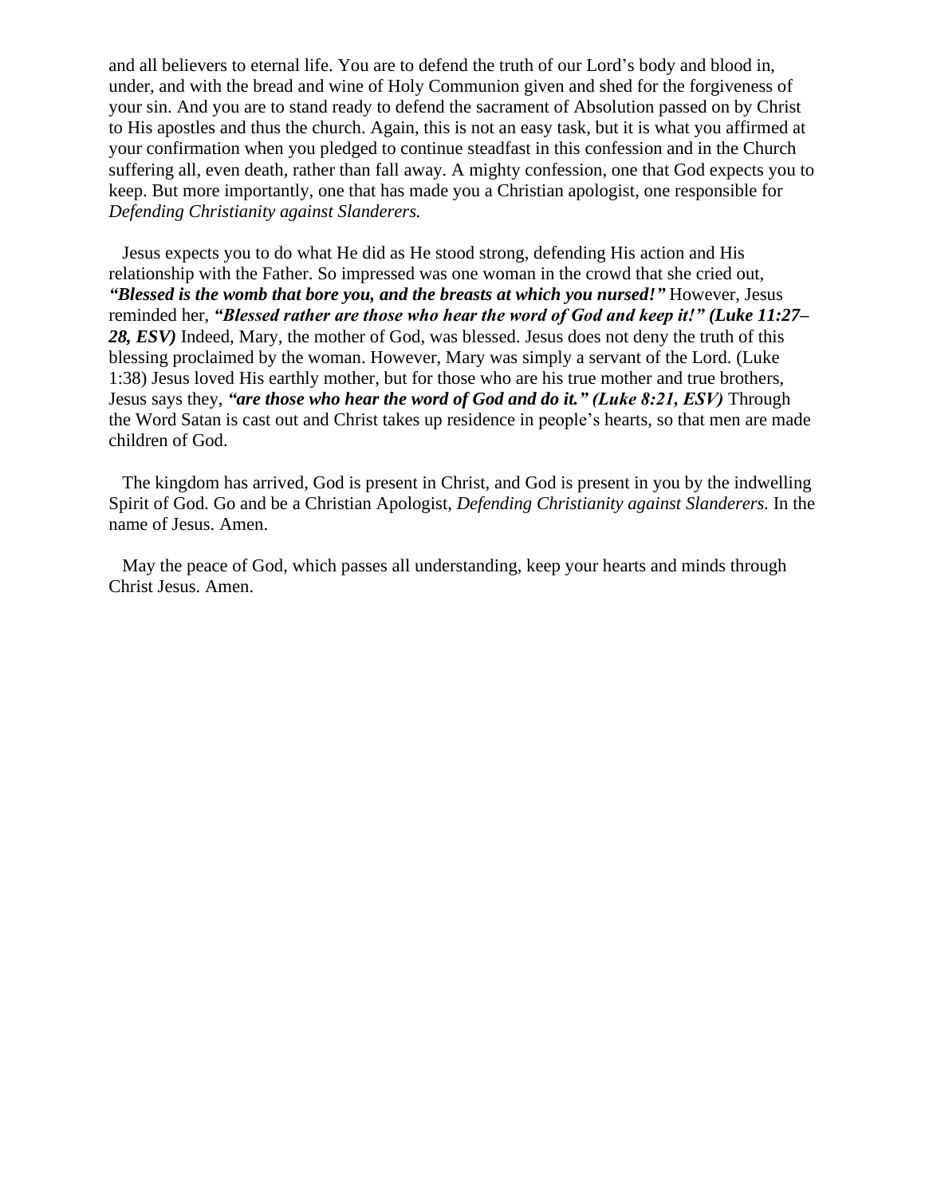and all believers to eternal life. You are to defend the truth of our Lord's body and blood in, under, and with the bread and wine of Holy Communion given and shed for the forgiveness of your sin. And you are to stand ready to defend the sacrament of Absolution passed on by Christ to His apostles and thus the church. Again, this is not an easy task, but it is what you affirmed at your confirmation when you pledged to continue steadfast in this confession and in the Church suffering all, even death, rather than fall away. A mighty confession, one that God expects you to keep. But more importantly, one that has made you a Christian apologist, one responsible for *Defending Christianity against Slanderers.*

Jesus expects you to do what He did as He stood strong, defending His action and His relationship with the Father. So impressed was one woman in the crowd that she cried out, ***"Blessed is the womb that bore you, and the breasts at which you nursed!"*** However, Jesus reminded her, ***"Blessed rather are those who hear the word of God and keep it!" (Luke 11:27–28, ESV)*** Indeed, Mary, the mother of God, was blessed. Jesus does not deny the truth of this blessing proclaimed by the woman. However, Mary was simply a servant of the Lord. (Luke 1:38) Jesus loved His earthly mother, but for those who are his true mother and true brothers, Jesus says they, ***"are those who hear the word of God and do it." (Luke 8:21, ESV)*** Through the Word Satan is cast out and Christ takes up residence in people's hearts, so that men are made children of God.

The kingdom has arrived, God is present in Christ, and God is present in you by the indwelling Spirit of God. Go and be a Christian Apologist, *Defending Christianity against Slanderers.* In the name of Jesus. Amen.

May the peace of God, which passes all understanding, keep your hearts and minds through Christ Jesus. Amen.